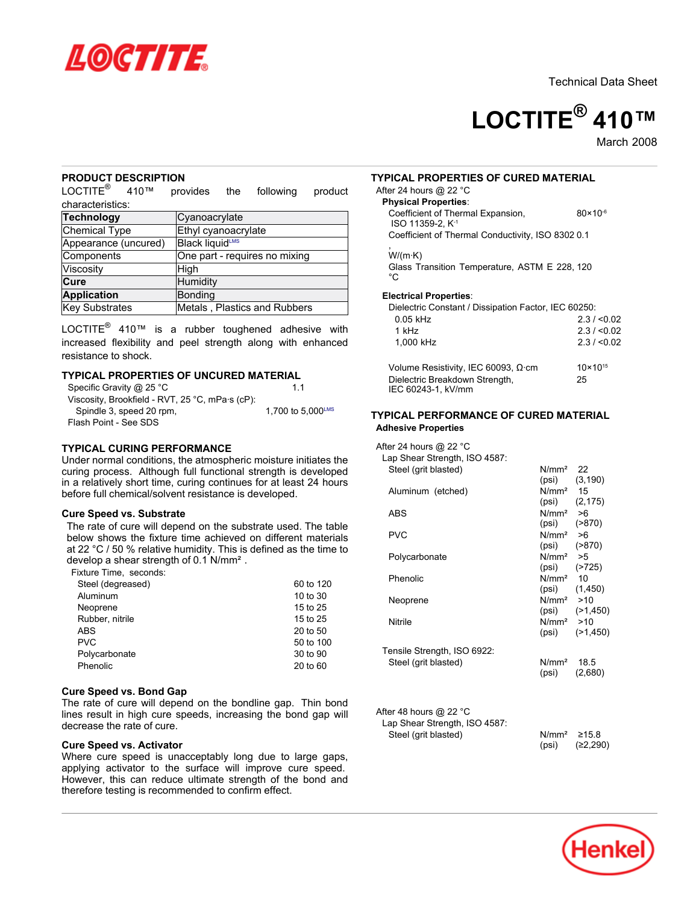Technical Data Sheet

# LOCTITE® 410™

March 2008

## PRODUCT DESCRIPTION

LOCTITE® 410™ provides the following product characteristics:

| **Technology** | Cyanoacrylate |
|---|---|
| Chemical Type | Ethyl cyanoacrylate |
| Appearance (uncured) | Black liquid[LMS] |
| Components | One part - requires no mixing |
| Viscosity | High |
| **Cure** | Humidity |
| **Application** | Bonding |
| Key Substrates | Metals , Plastics and Rubbers |

LOCTITE® 410™ is a rubber toughened adhesive with increased flexibility and peel strength along with enhanced resistance to shock.

## TYPICAL PROPERTIES OF UNCURED MATERIAL

Specific Gravity @ 25 °C: 1.1

Viscosity, Brookfield - RVT, 25 °C, mPa·s (cP):
Spindle 3, speed 20 rpm: 1,700 to 5,000[LMS]

Flash Point - See SDS

## TYPICAL CURING PERFORMANCE

Under normal conditions, the atmospheric moisture initiates the curing process. Although full functional strength is developed in a relatively short time, curing continues for at least 24 hours before full chemical/solvent resistance is developed.

### Cure Speed vs. Substrate

The rate of cure will depend on the substrate used. The table below shows the fixture time achieved on different materials at 22 °C / 50 % relative humidity. This is defined as the time to develop a shear strength of 0.1 N/mm².

| Fixture Time, seconds: | |
|---|---|
| Steel (degreased) | 60 to 120 |
| Aluminum | 10 to 30 |
| Neoprene | 15 to 25 |
| Rubber, nitrile | 15 to 25 |
| ABS | 20 to 50 |
| PVC | 50 to 100 |
| Polycarbonate | 30 to 90 |
| Phenolic | 20 to 60 |

### Cure Speed vs. Bond Gap

The rate of cure will depend on the bondline gap. Thin bond lines result in high cure speeds, increasing the bond gap will decrease the rate of cure.

### Cure Speed vs. Activator

Where cure speed is unacceptably long due to large gaps, applying activator to the surface will improve cure speed. However, this can reduce ultimate strength of the bond and therefore testing is recommended to confirm effect.

## TYPICAL PROPERTIES OF CURED MATERIAL

After 24 hours @ 22 °C

**Physical Properties**:

Coefficient of Thermal Expansion, ISO 11359-2, $K^{-1}$: $80 \times 10^{-6}$

Coefficient of Thermal Conductivity, ISO 8302, W/(m·K): 0.1

Glass Transition Temperature, ASTM E 228, °C: 120

**Electrical Properties**:

Dielectric Constant / Dissipation Factor, IEC 60250:

| | |
|---|---|
| 0.05 kHz | 2.3 / <0.02 |
| 1 kHz | 2.3 / <0.02 |
| 1,000 kHz | 2.3 / <0.02 |

Volume Resistivity, IEC 60093, Ω·cm: $10 \times 10^{15}$

Dielectric Breakdown Strength, IEC 60243-1, kV/mm: 25

## TYPICAL PERFORMANCE OF CURED MATERIAL

### Adhesive Properties

After 24 hours @ 22 °C

Lap Shear Strength, ISO 4587:

| Substrate | N/mm² | (psi) |
|---|---|---|
| Steel (grit blasted) | 22 | (3,190) |
| Aluminum (etched) | 15 | (2,175) |
| ABS | >6 | (>870) |
| PVC | >6 | (>870) |
| Polycarbonate | >5 | (>725) |
| Phenolic | 10 | (1,450) |
| Neoprene | >10 | (>1,450) |
| Nitrile | >10 | (>1,450) |

Tensile Strength, ISO 6922:

| Substrate | N/mm² | (psi) |
|---|---|---|
| Steel (grit blasted) | 18.5 | (2,680) |

After 48 hours @ 22 °C

Lap Shear Strength, ISO 4587:

| Substrate | N/mm² | (psi) |
|---|---|---|
| Steel (grit blasted) | ≥15.8 | (≥2,290) |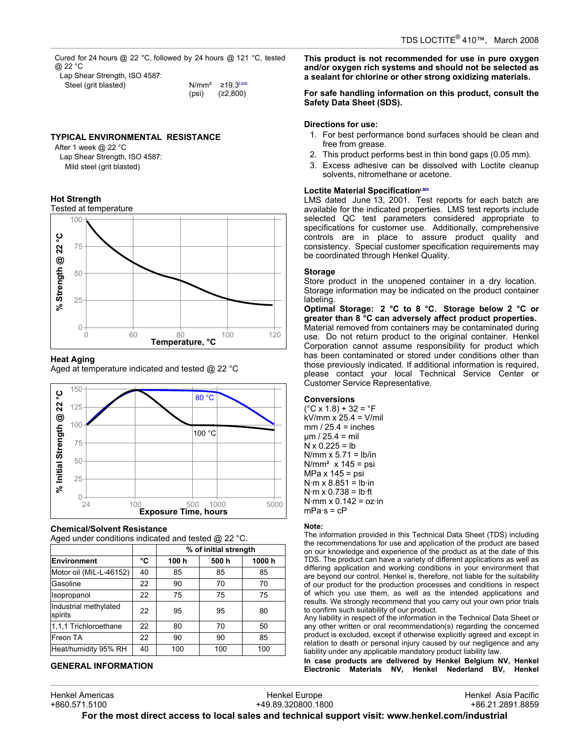Cured for 24 hours @ 22 °C, followed by 24 hours @ 121 °C, tested @ 22 °C

Lap Shear Strength, ISO 4587:

| | | |
|---|---|---|
| Steel (grit blasted) | N/mm² (psi) | ≥19.3[LMS] (≥2,800) |

## TYPICAL ENVIRONMENTAL RESISTANCE

After 1 week @ 22 °C

Lap Shear Strength, ISO 4587:

Mild steel (grit blasted)

### Hot Strength

Tested at temperature

### Heat Aging

Aged at temperature indicated and tested @ 22 °C

### Chemical/Solvent Resistance

Aged under conditions indicated and tested @ 22 °C.

| | | % of initial strength | | |
|---|---|---|---|---|
| **Environment** | **°C** | **100 h** | **500 h** | **1000 h** |
| Motor oil (MIL-L-46152) | 40 | 85 | 85 | 85 |
| Gasoline | 22 | 90 | 70 | 70 |
| Isopropanol | 22 | 75 | 75 | 75 |
| Industrial methylated spirits | 22 | 95 | 95 | 80 |
| 1,1,1 Trichloroethane | 22 | 80 | 70 | 50 |
| Freon TA | 22 | 90 | 90 | 85 |
| Heat/humidity 95% RH | 40 | 100 | 100 | 100 |

## GENERAL INFORMATION

**This product is not recommended for use in pure oxygen and/or oxygen rich systems and should not be selected as a sealant for chlorine or other strong oxidizing materials.**

**For safe handling information on this product, consult the Safety Data Sheet (SDS).**

**Directions for use:**

1. For best performance bond surfaces should be clean and free from grease.
2. This product performs best in thin bond gaps (0.05 mm).
3. Excess adhesive can be dissolved with Loctite cleanup solvents, nitromethane or acetone.

**Loctite Material Specification[LMS]**

LMS dated June 13, 2001. Test reports for each batch are available for the indicated properties. LMS test reports include selected QC test parameters considered appropriate to specifications for customer use. Additionally, comprehensive controls are in place to assure product quality and consistency. Special customer specification requirements may be coordinated through Henkel Quality.

**Storage**

Store product in the unopened container in a dry location. Storage information may be indicated on the product container labeling.

**Optimal Storage: 2 °C to 8 °C. Storage below 2 °C or greater than 8 °C can adversely affect product properties.**
Material removed from containers may be contaminated during use. Do not return product to the original container. Henkel Corporation cannot assume responsibility for product which has been contaminated or stored under conditions other than those previously indicated. If additional information is required, please contact your local Technical Service Center or Customer Service Representative.

**Conversions**

(°C x 1.8) + 32 = °F
kV/mm x 25.4 = V/mil
mm / 25.4 = inches
µm / 25.4 = mil
N x 0.225 = lb
N/mm x 5.71 = lb/in
N/mm² x 145 = psi
MPa x 145 = psi
N·m x 8.851 = lb·in
N·m x 0.738 = lb·ft
N·mm x 0.142 = oz·in
mPa·s = cP

**Note:**

The information provided in this Technical Data Sheet (TDS) including the recommendations for use and application of the product are based on our knowledge and experience of the product as at the date of this TDS. The product can have a variety of different applications as well as differing application and working conditions in your environment that are beyond our control. Henkel is, therefore, not liable for the suitability of our product for the production processes and conditions in respect of which you use them, as well as the intended applications and results. We strongly recommend that you carry out your own prior trials to confirm such suitability of our product.

Any liability in respect of the information in the Technical Data Sheet or any other written or oral recommendation(s) regarding the concerned product is excluded, except if otherwise explicitly agreed and except in relation to death or personal injury caused by our negligence and any liability under any applicable mandatory product liability law.

**In case products are delivered by Henkel Belgium NV, Henkel Electronic Materials NV, Henkel Nederland BV, Henkel**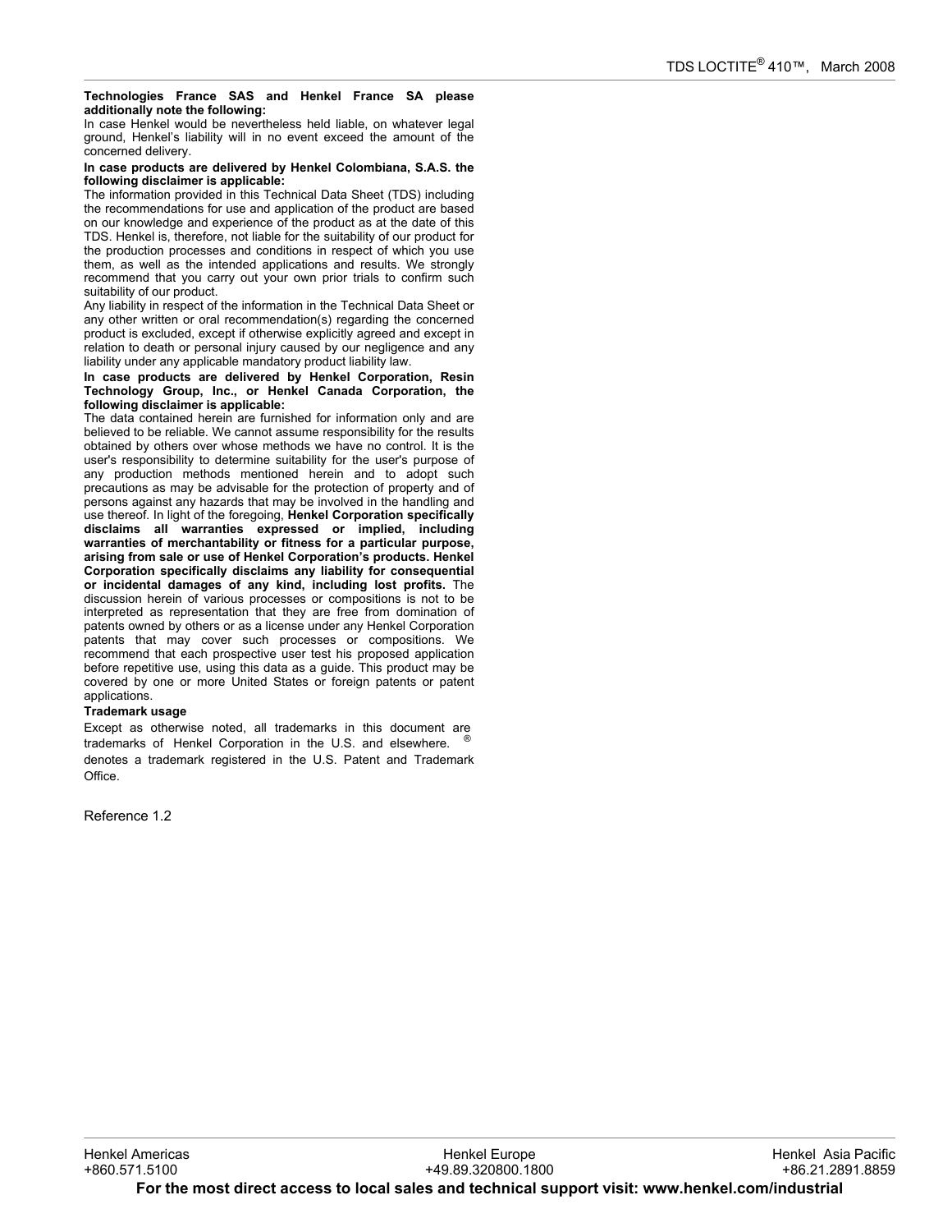**Technologies France SAS and Henkel France SA please additionally note the following:**

In case Henkel would be nevertheless held liable, on whatever legal ground, Henkel's liability will in no event exceed the amount of the concerned delivery.

**In case products are delivered by Henkel Colombiana, S.A.S. the following disclaimer is applicable:**

The information provided in this Technical Data Sheet (TDS) including the recommendations for use and application of the product are based on our knowledge and experience of the product as at the date of this TDS. Henkel is, therefore, not liable for the suitability of our product for the production processes and conditions in respect of which you use them, as well as the intended applications and results. We strongly recommend that you carry out your own prior trials to confirm such suitability of our product.

Any liability in respect of the information in the Technical Data Sheet or any other written or oral recommendation(s) regarding the concerned product is excluded, except if otherwise explicitly agreed and except in relation to death or personal injury caused by our negligence and any liability under any applicable mandatory product liability law.

**In case products are delivered by Henkel Corporation, Resin Technology Group, Inc., or Henkel Canada Corporation, the following disclaimer is applicable:**

The data contained herein are furnished for information only and are believed to be reliable. We cannot assume responsibility for the results obtained by others over whose methods we have no control. It is the user's responsibility to determine suitability for the user's purpose of any production methods mentioned herein and to adopt such precautions as may be advisable for the protection of property and of persons against any hazards that may be involved in the handling and use thereof. In light of the foregoing, **Henkel Corporation specifically disclaims all warranties expressed or implied, including warranties of merchantability or fitness for a particular purpose, arising from sale or use of Henkel Corporation's products. Henkel Corporation specifically disclaims any liability for consequential or incidental damages of any kind, including lost profits.** The discussion herein of various processes or compositions is not to be interpreted as representation that they are free from domination of patents owned by others or as a license under any Henkel Corporation patents that may cover such processes or compositions. We recommend that each prospective user test his proposed application before repetitive use, using this data as a guide. This product may be covered by one or more United States or foreign patents or patent applications.

**Trademark usage**

Except as otherwise noted, all trademarks in this document are trademarks of Henkel Corporation in the U.S. and elsewhere. ® denotes a trademark registered in the U.S. Patent and Trademark Office.

Reference 1.2

Henkel Americas
+860.571.5100

Henkel Europe
+49.89.320800.1800

Henkel Asia Pacific
+86.21.2891.8859

**For the most direct access to local sales and technical support visit: www.henkel.com/industrial**